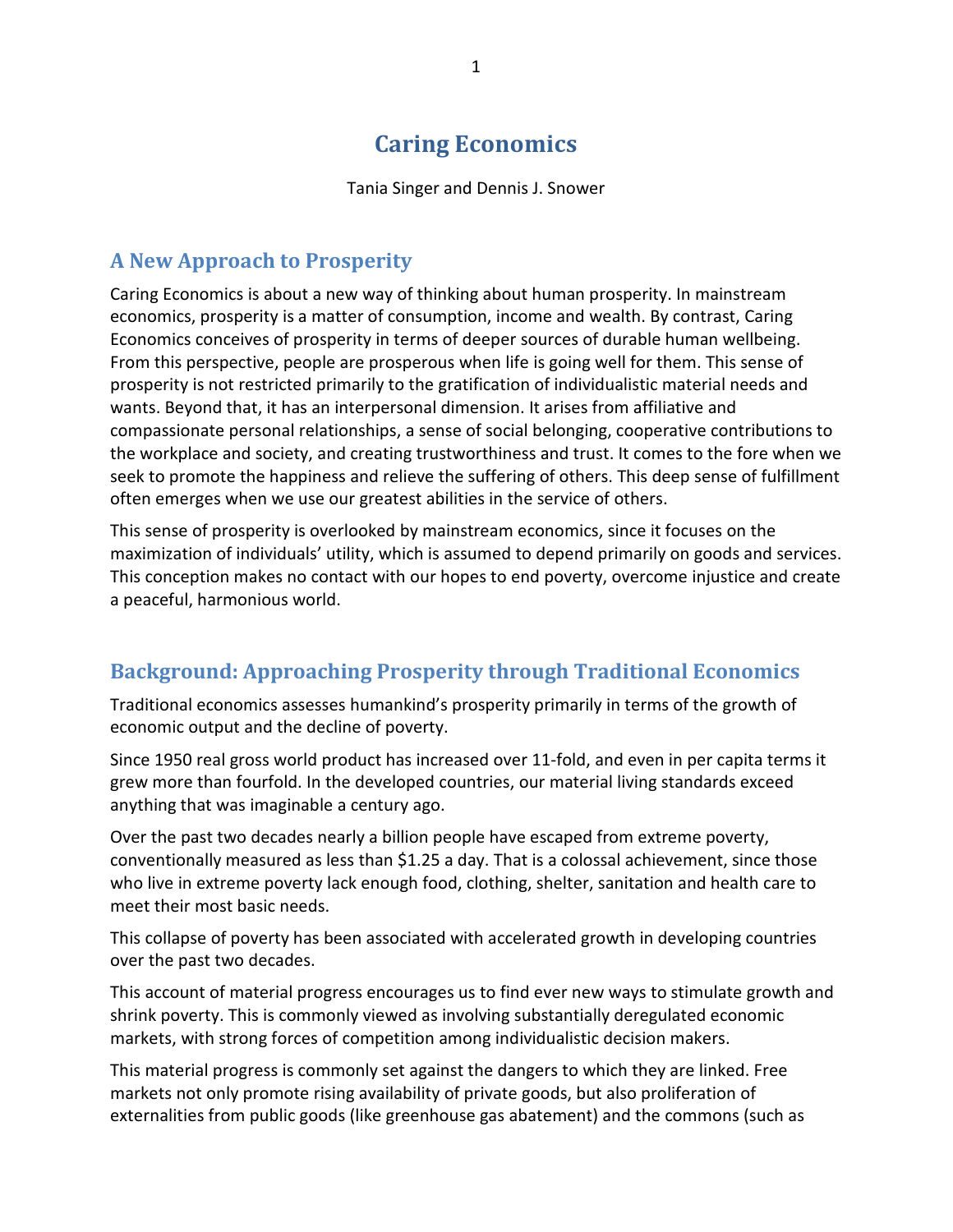# Caring Economics

Tania Singer and Dennis J. Snower

## A New Approach to Prosperity

Caring Economics is about a new way of thinking about human prosperity. In mainstream economics, prosperity is a matter of consumption, income and wealth. By contrast, Caring Economics conceives of prosperity in terms of deeper sources of durable human wellbeing. From this perspective, people are prosperous when life is going well for them. This sense of prosperity is not restricted primarily to the gratification of individualistic material needs and wants. Beyond that, it has an interpersonal dimension. It arises from affiliative and compassionate personal relationships, a sense of social belonging, cooperative contributions to the workplace and society, and creating trustworthiness and trust. It comes to the fore when we seek to promote the happiness and relieve the suffering of others. This deep sense of fulfillment often emerges when we use our greatest abilities in the service of others.

This sense of prosperity is overlooked by mainstream economics, since it focuses on the maximization of individuals' utility, which is assumed to depend primarily on goods and services. This conception makes no contact with our hopes to end poverty, overcome injustice and create a peaceful, harmonious world.

## Background: Approaching Prosperity through Traditional Economics

Traditional economics assesses humankind's prosperity primarily in terms of the growth of economic output and the decline of poverty.

Since 1950 real gross world product has increased over 11-fold, and even in per capita terms it grew more than fourfold. In the developed countries, our material living standards exceed anything that was imaginable a century ago.

Over the past two decades nearly a billion people have escaped from extreme poverty, conventionally measured as less than $1.25 a day. That is a colossal achievement, since those who live in extreme poverty lack enough food, clothing, shelter, sanitation and health care to meet their most basic needs.

This collapse of poverty has been associated with accelerated growth in developing countries over the past two decades.

This account of material progress encourages us to find ever new ways to stimulate growth and shrink poverty. This is commonly viewed as involving substantially deregulated economic markets, with strong forces of competition among individualistic decision makers.

This material progress is commonly set against the dangers to which they are linked. Free markets not only promote rising availability of private goods, but also proliferation of externalities from public goods (like greenhouse gas abatement) and the commons (such as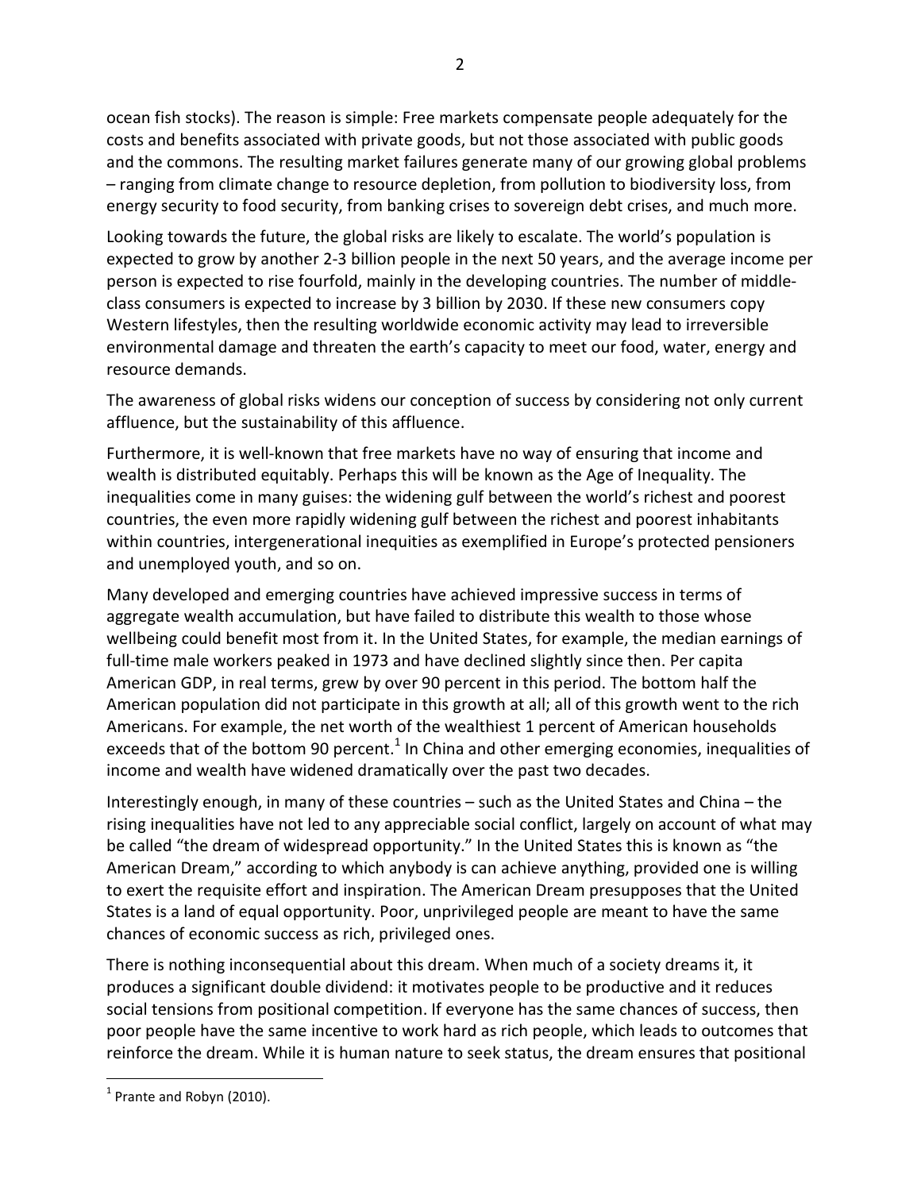ocean fish stocks). The reason is simple: Free markets compensate people adequately for the costs and benefits associated with private goods, but not those associated with public goods and the commons. The resulting market failures generate many of our growing global problems – ranging from climate change to resource depletion, from pollution to biodiversity loss, from energy security to food security, from banking crises to sovereign debt crises, and much more.

Looking towards the future, the global risks are likely to escalate. The world's population is expected to grow by another 2-3 billion people in the next 50 years, and the average income per person is expected to rise fourfold, mainly in the developing countries. The number of middle-class consumers is expected to increase by 3 billion by 2030. If these new consumers copy Western lifestyles, then the resulting worldwide economic activity may lead to irreversible environmental damage and threaten the earth's capacity to meet our food, water, energy and resource demands.

The awareness of global risks widens our conception of success by considering not only current affluence, but the sustainability of this affluence.

Furthermore, it is well-known that free markets have no way of ensuring that income and wealth is distributed equitably. Perhaps this will be known as the Age of Inequality. The inequalities come in many guises: the widening gulf between the world's richest and poorest countries, the even more rapidly widening gulf between the richest and poorest inhabitants within countries, intergenerational inequities as exemplified in Europe's protected pensioners and unemployed youth, and so on.

Many developed and emerging countries have achieved impressive success in terms of aggregate wealth accumulation, but have failed to distribute this wealth to those whose wellbeing could benefit most from it. In the United States, for example, the median earnings of full-time male workers peaked in 1973 and have declined slightly since then. Per capita American GDP, in real terms, grew by over 90 percent in this period. The bottom half the American population did not participate in this growth at all; all of this growth went to the rich Americans. For example, the net worth of the wealthiest 1 percent of American households exceeds that of the bottom 90 percent.[1] In China and other emerging economies, inequalities of income and wealth have widened dramatically over the past two decades.

Interestingly enough, in many of these countries – such as the United States and China – the rising inequalities have not led to any appreciable social conflict, largely on account of what may be called "the dream of widespread opportunity." In the United States this is known as "the American Dream," according to which anybody is can achieve anything, provided one is willing to exert the requisite effort and inspiration. The American Dream presupposes that the United States is a land of equal opportunity. Poor, unprivileged people are meant to have the same chances of economic success as rich, privileged ones.

There is nothing inconsequential about this dream. When much of a society dreams it, it produces a significant double dividend: it motivates people to be productive and it reduces social tensions from positional competition. If everyone has the same chances of success, then poor people have the same incentive to work hard as rich people, which leads to outcomes that reinforce the dream. While it is human nature to seek status, the dream ensures that positional

[1] Prante and Robyn (2010).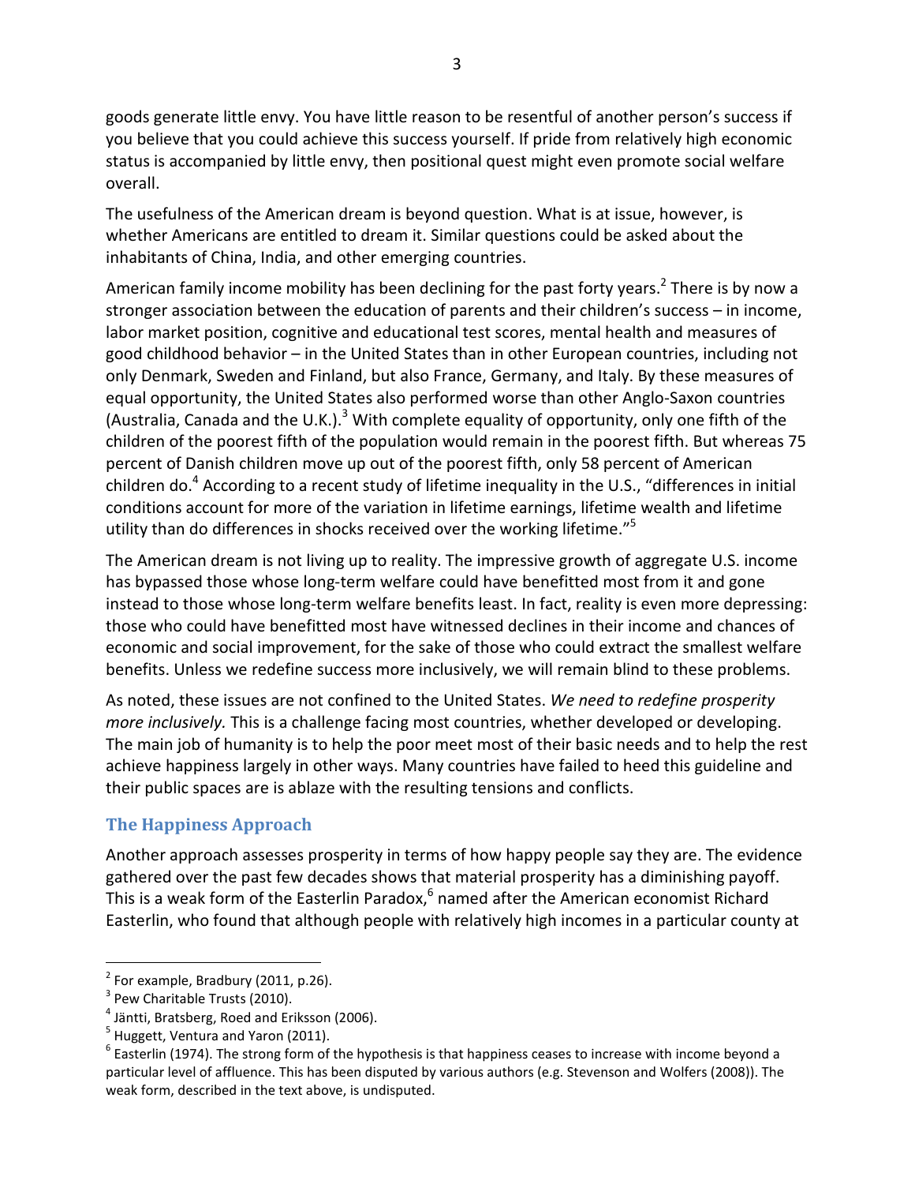goods generate little envy. You have little reason to be resentful of another person's success if you believe that you could achieve this success yourself. If pride from relatively high economic status is accompanied by little envy, then positional quest might even promote social welfare overall.

The usefulness of the American dream is beyond question. What is at issue, however, is whether Americans are entitled to dream it. Similar questions could be asked about the inhabitants of China, India, and other emerging countries.

American family income mobility has been declining for the past forty years.[2] There is by now a stronger association between the education of parents and their children's success – in income, labor market position, cognitive and educational test scores, mental health and measures of good childhood behavior – in the United States than in other European countries, including not only Denmark, Sweden and Finland, but also France, Germany, and Italy. By these measures of equal opportunity, the United States also performed worse than other Anglo-Saxon countries (Australia, Canada and the U.K.).[3] With complete equality of opportunity, only one fifth of the children of the poorest fifth of the population would remain in the poorest fifth. But whereas 75 percent of Danish children move up out of the poorest fifth, only 58 percent of American children do.[4] According to a recent study of lifetime inequality in the U.S., "differences in initial conditions account for more of the variation in lifetime earnings, lifetime wealth and lifetime utility than do differences in shocks received over the working lifetime."[5]

The American dream is not living up to reality. The impressive growth of aggregate U.S. income has bypassed those whose long-term welfare could have benefitted most from it and gone instead to those whose long-term welfare benefits least. In fact, reality is even more depressing: those who could have benefitted most have witnessed declines in their income and chances of economic and social improvement, for the sake of those who could extract the smallest welfare benefits. Unless we redefine success more inclusively, we will remain blind to these problems.

As noted, these issues are not confined to the United States. *We need to redefine prosperity more inclusively.* This is a challenge facing most countries, whether developed or developing. The main job of humanity is to help the poor meet most of their basic needs and to help the rest achieve happiness largely in other ways. Many countries have failed to heed this guideline and their public spaces are is ablaze with the resulting tensions and conflicts.

## The Happiness Approach

Another approach assesses prosperity in terms of how happy people say they are. The evidence gathered over the past few decades shows that material prosperity has a diminishing payoff. This is a weak form of the Easterlin Paradox,[6] named after the American economist Richard Easterlin, who found that although people with relatively high incomes in a particular county at

---

[2] For example, Bradbury (2011, p.26).

[3] Pew Charitable Trusts (2010).

[4] Jäntti, Bratsberg, Roed and Eriksson (2006).

[5] Huggett, Ventura and Yaron (2011).

[6] Easterlin (1974). The strong form of the hypothesis is that happiness ceases to increase with income beyond a particular level of affluence. This has been disputed by various authors (e.g. Stevenson and Wolfers (2008)). The weak form, described in the text above, is undisputed.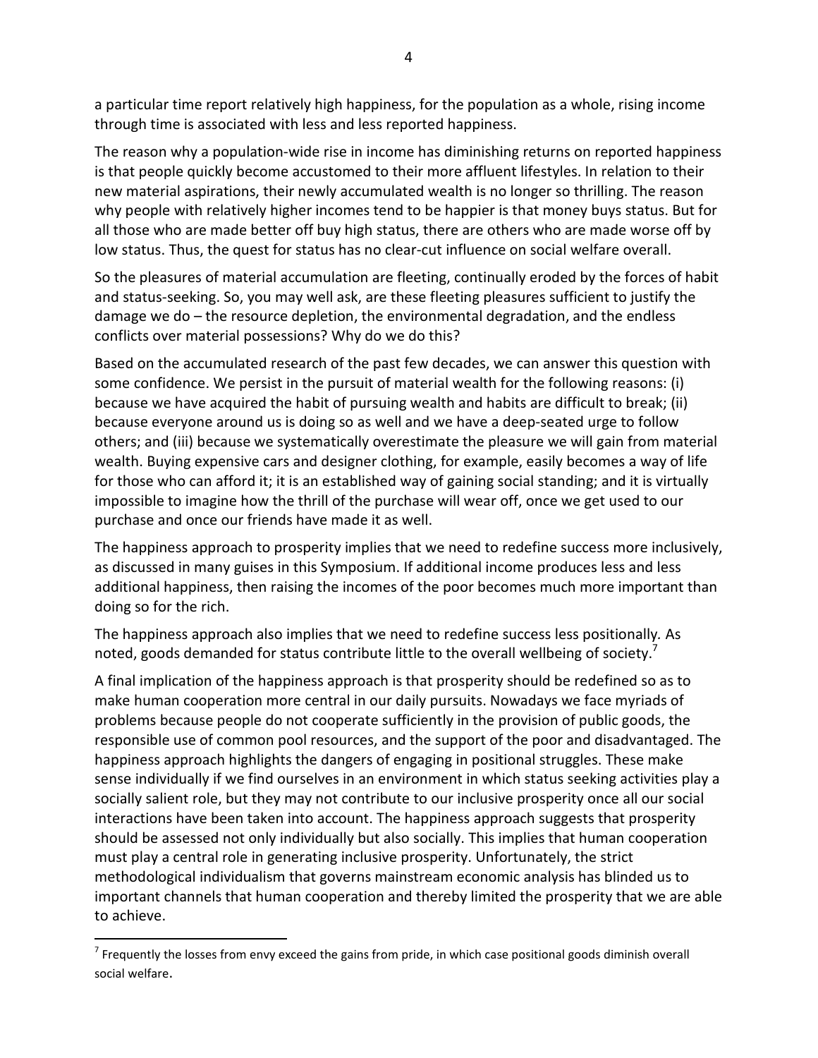a particular time report relatively high happiness, for the population as a whole, rising income through time is associated with less and less reported happiness.

The reason why a population-wide rise in income has diminishing returns on reported happiness is that people quickly become accustomed to their more affluent lifestyles. In relation to their new material aspirations, their newly accumulated wealth is no longer so thrilling. The reason why people with relatively higher incomes tend to be happier is that money buys status. But for all those who are made better off buy high status, there are others who are made worse off by low status. Thus, the quest for status has no clear-cut influence on social welfare overall.

So the pleasures of material accumulation are fleeting, continually eroded by the forces of habit and status-seeking. So, you may well ask, are these fleeting pleasures sufficient to justify the damage we do – the resource depletion, the environmental degradation, and the endless conflicts over material possessions? Why do we do this?

Based on the accumulated research of the past few decades, we can answer this question with some confidence. We persist in the pursuit of material wealth for the following reasons: (i) because we have acquired the habit of pursuing wealth and habits are difficult to break; (ii) because everyone around us is doing so as well and we have a deep-seated urge to follow others; and (iii) because we systematically overestimate the pleasure we will gain from material wealth. Buying expensive cars and designer clothing, for example, easily becomes a way of life for those who can afford it; it is an established way of gaining social standing; and it is virtually impossible to imagine how the thrill of the purchase will wear off, once we get used to our purchase and once our friends have made it as well.

The happiness approach to prosperity implies that we need to redefine success more inclusively, as discussed in many guises in this Symposium. If additional income produces less and less additional happiness, then raising the incomes of the poor becomes much more important than doing so for the rich.

The happiness approach also implies that we need to redefine success less positionally*.* As noted, goods demanded for status contribute little to the overall wellbeing of society.[7]

A final implication of the happiness approach is that prosperity should be redefined so as to make human cooperation more central in our daily pursuits. Nowadays we face myriads of problems because people do not cooperate sufficiently in the provision of public goods, the responsible use of common pool resources, and the support of the poor and disadvantaged. The happiness approach highlights the dangers of engaging in positional struggles. These make sense individually if we find ourselves in an environment in which status seeking activities play a socially salient role, but they may not contribute to our inclusive prosperity once all our social interactions have been taken into account. The happiness approach suggests that prosperity should be assessed not only individually but also socially. This implies that human cooperation must play a central role in generating inclusive prosperity. Unfortunately, the strict methodological individualism that governs mainstream economic analysis has blinded us to important channels that human cooperation and thereby limited the prosperity that we are able to achieve.

---

[7] Frequently the losses from envy exceed the gains from pride, in which case positional goods diminish overall social welfare.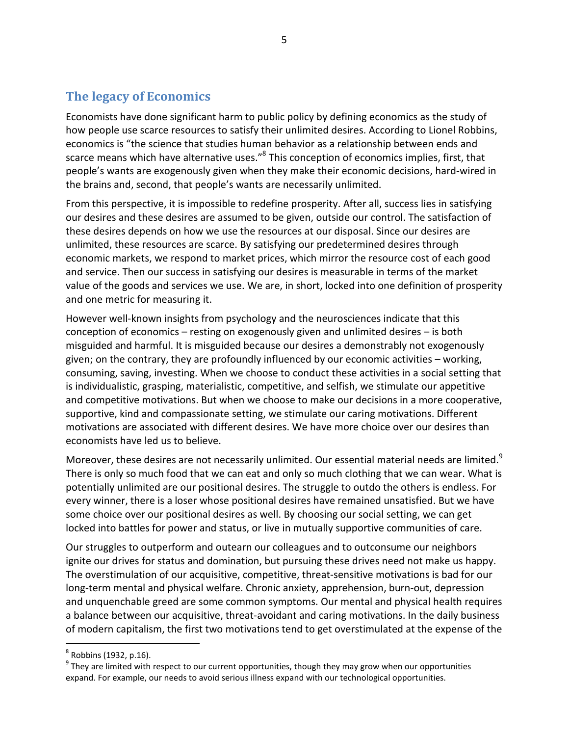## The legacy of Economics

Economists have done significant harm to public policy by defining economics as the study of how people use scarce resources to satisfy their unlimited desires. According to Lionel Robbins, economics is "the science that studies human behavior as a relationship between ends and scarce means which have alternative uses."[8] This conception of economics implies, first, that people's wants are exogenously given when they make their economic decisions, hard-wired in the brains and, second, that people's wants are necessarily unlimited.

From this perspective, it is impossible to redefine prosperity. After all, success lies in satisfying our desires and these desires are assumed to be given, outside our control. The satisfaction of these desires depends on how we use the resources at our disposal. Since our desires are unlimited, these resources are scarce. By satisfying our predetermined desires through economic markets, we respond to market prices, which mirror the resource cost of each good and service. Then our success in satisfying our desires is measurable in terms of the market value of the goods and services we use. We are, in short, locked into one definition of prosperity and one metric for measuring it.

However well-known insights from psychology and the neurosciences indicate that this conception of economics – resting on exogenously given and unlimited desires – is both misguided and harmful. It is misguided because our desires a demonstrably not exogenously given; on the contrary, they are profoundly influenced by our economic activities – working, consuming, saving, investing. When we choose to conduct these activities in a social setting that is individualistic, grasping, materialistic, competitive, and selfish, we stimulate our appetitive and competitive motivations. But when we choose to make our decisions in a more cooperative, supportive, kind and compassionate setting, we stimulate our caring motivations. Different motivations are associated with different desires. We have more choice over our desires than economists have led us to believe.

Moreover, these desires are not necessarily unlimited. Our essential material needs are limited.[9] There is only so much food that we can eat and only so much clothing that we can wear. What is potentially unlimited are our positional desires. The struggle to outdo the others is endless. For every winner, there is a loser whose positional desires have remained unsatisfied. But we have some choice over our positional desires as well. By choosing our social setting, we can get locked into battles for power and status, or live in mutually supportive communities of care.

Our struggles to outperform and outearn our colleagues and to outconsume our neighbors ignite our drives for status and domination, but pursuing these drives need not make us happy. The overstimulation of our acquisitive, competitive, threat-sensitive motivations is bad for our long-term mental and physical welfare. Chronic anxiety, apprehension, burn-out, depression and unquenchable greed are some common symptoms. Our mental and physical health requires a balance between our acquisitive, threat-avoidant and caring motivations. In the daily business of modern capitalism, the first two motivations tend to get overstimulated at the expense of the

---

[8] Robbins (1932, p.16).

[9] They are limited with respect to our current opportunities, though they may grow when our opportunities expand. For example, our needs to avoid serious illness expand with our technological opportunities.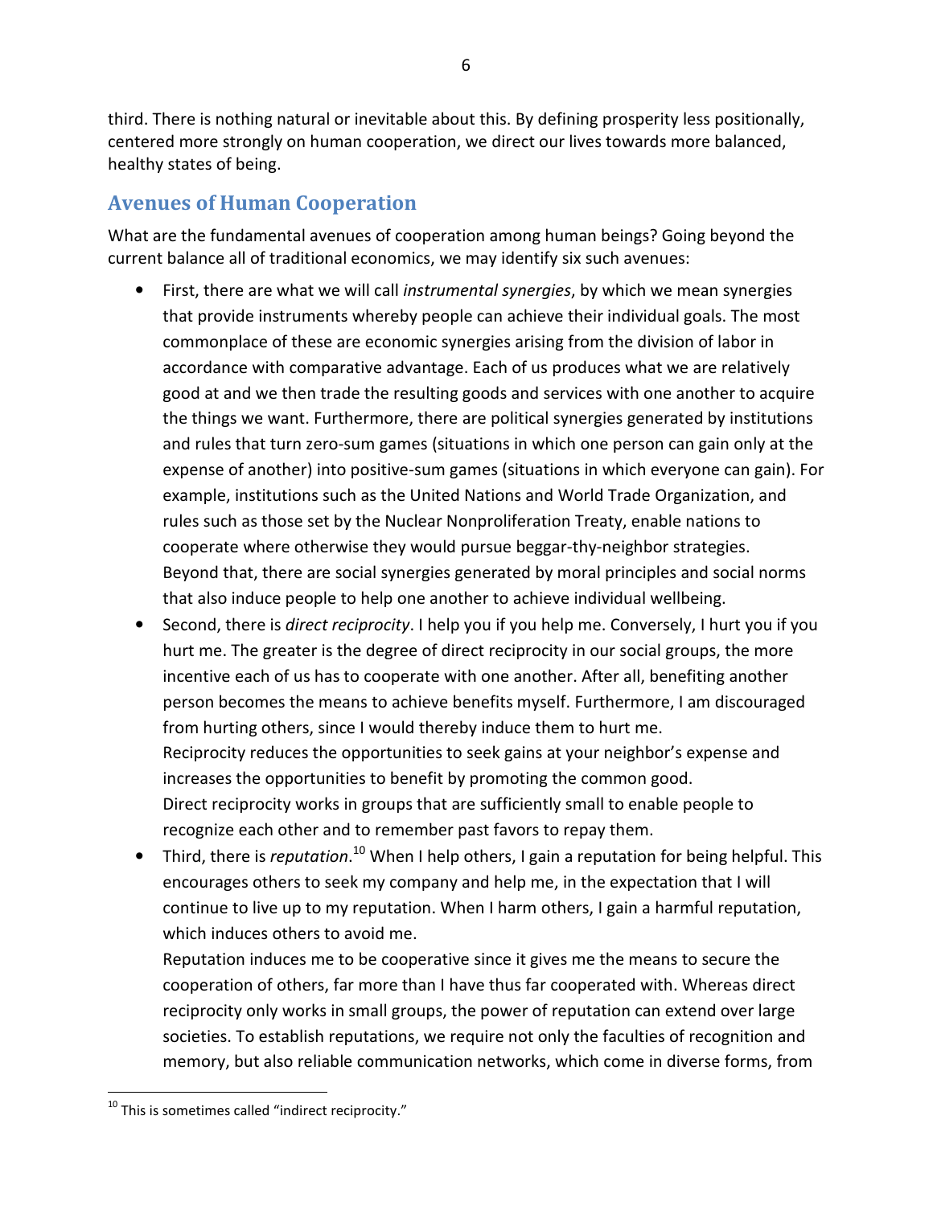third. There is nothing natural or inevitable about this. By defining prosperity less positionally, centered more strongly on human cooperation, we direct our lives towards more balanced, healthy states of being.

## Avenues of Human Cooperation

What are the fundamental avenues of cooperation among human beings? Going beyond the current balance all of traditional economics, we may identify six such avenues:

- First, there are what we will call *instrumental synergies*, by which we mean synergies that provide instruments whereby people can achieve their individual goals. The most commonplace of these are economic synergies arising from the division of labor in accordance with comparative advantage. Each of us produces what we are relatively good at and we then trade the resulting goods and services with one another to acquire the things we want. Furthermore, there are political synergies generated by institutions and rules that turn zero-sum games (situations in which one person can gain only at the expense of another) into positive-sum games (situations in which everyone can gain). For example, institutions such as the United Nations and World Trade Organization, and rules such as those set by the Nuclear Nonproliferation Treaty, enable nations to cooperate where otherwise they would pursue beggar-thy-neighbor strategies. Beyond that, there are social synergies generated by moral principles and social norms that also induce people to help one another to achieve individual wellbeing.
- Second, there is *direct reciprocity*. I help you if you help me. Conversely, I hurt you if you hurt me. The greater is the degree of direct reciprocity in our social groups, the more incentive each of us has to cooperate with one another. After all, benefiting another person becomes the means to achieve benefits myself. Furthermore, I am discouraged from hurting others, since I would thereby induce them to hurt me.
  Reciprocity reduces the opportunities to seek gains at your neighbor's expense and increases the opportunities to benefit by promoting the common good.
  Direct reciprocity works in groups that are sufficiently small to enable people to recognize each other and to remember past favors to repay them.
- Third, there is *reputation*.[10] When I help others, I gain a reputation for being helpful. This encourages others to seek my company and help me, in the expectation that I will continue to live up to my reputation. When I harm others, I gain a harmful reputation, which induces others to avoid me.
  Reputation induces me to be cooperative since it gives me the means to secure the cooperation of others, far more than I have thus far cooperated with. Whereas direct reciprocity only works in small groups, the power of reputation can extend over large societies. To establish reputations, we require not only the faculties of recognition and memory, but also reliable communication networks, which come in diverse forms, from

[10] This is sometimes called "indirect reciprocity."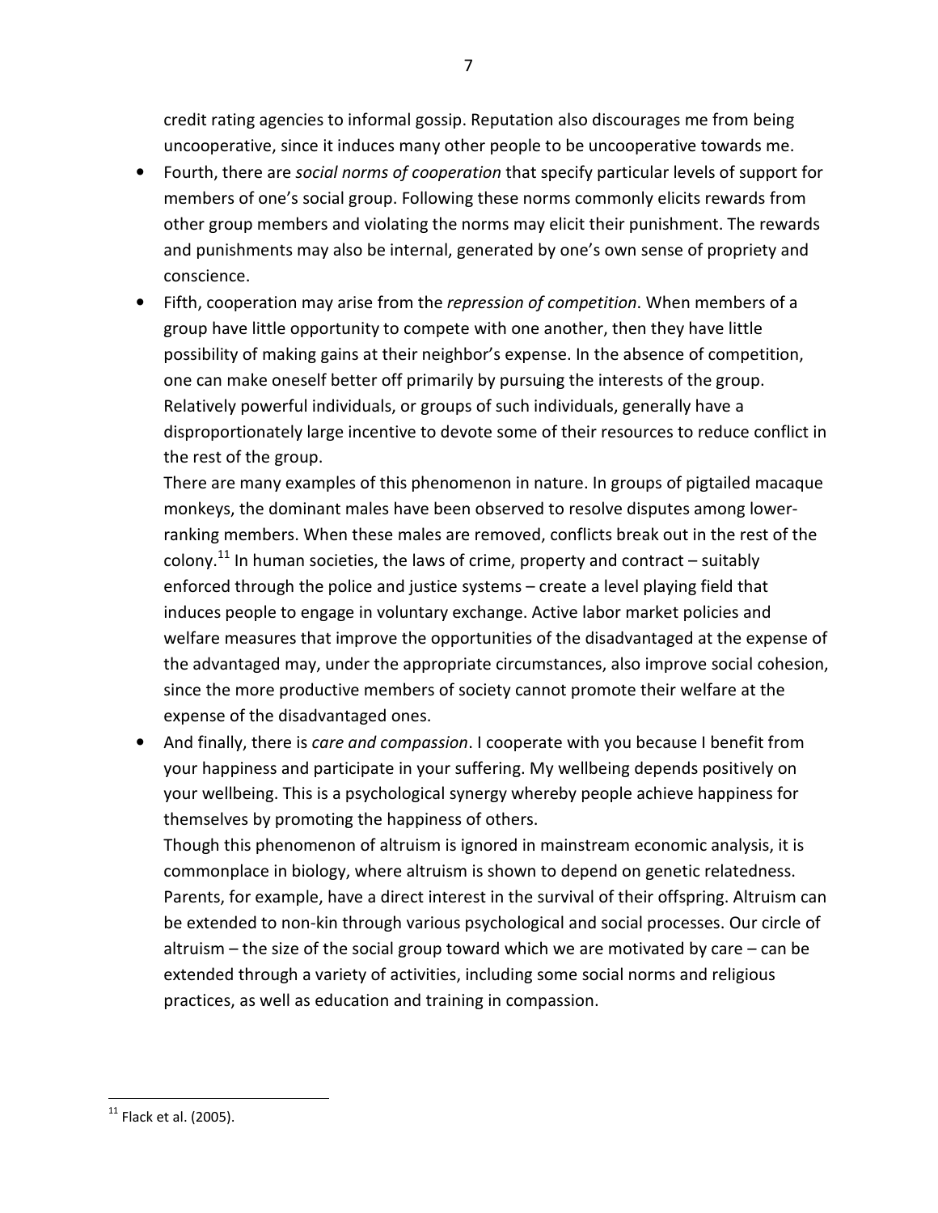credit rating agencies to informal gossip. Reputation also discourages me from being uncooperative, since it induces many other people to be uncooperative towards me.

- Fourth, there are *social norms of cooperation* that specify particular levels of support for members of one's social group. Following these norms commonly elicits rewards from other group members and violating the norms may elicit their punishment. The rewards and punishments may also be internal, generated by one's own sense of propriety and conscience.
- Fifth, cooperation may arise from the *repression of competition*. When members of a group have little opportunity to compete with one another, then they have little possibility of making gains at their neighbor's expense. In the absence of competition, one can make oneself better off primarily by pursuing the interests of the group. Relatively powerful individuals, or groups of such individuals, generally have a disproportionately large incentive to devote some of their resources to reduce conflict in the rest of the group.

  There are many examples of this phenomenon in nature. In groups of pigtailed macaque monkeys, the dominant males have been observed to resolve disputes among lower-ranking members. When these males are removed, conflicts break out in the rest of the colony.[11] In human societies, the laws of crime, property and contract – suitably enforced through the police and justice systems – create a level playing field that induces people to engage in voluntary exchange. Active labor market policies and welfare measures that improve the opportunities of the disadvantaged at the expense of the advantaged may, under the appropriate circumstances, also improve social cohesion, since the more productive members of society cannot promote their welfare at the expense of the disadvantaged ones.
- And finally, there is *care and compassion*. I cooperate with you because I benefit from your happiness and participate in your suffering. My wellbeing depends positively on your wellbeing. This is a psychological synergy whereby people achieve happiness for themselves by promoting the happiness of others.

  Though this phenomenon of altruism is ignored in mainstream economic analysis, it is commonplace in biology, where altruism is shown to depend on genetic relatedness. Parents, for example, have a direct interest in the survival of their offspring. Altruism can be extended to non-kin through various psychological and social processes. Our circle of altruism – the size of the social group toward which we are motivated by care – can be extended through a variety of activities, including some social norms and religious practices, as well as education and training in compassion.

---

[11] Flack et al. (2005).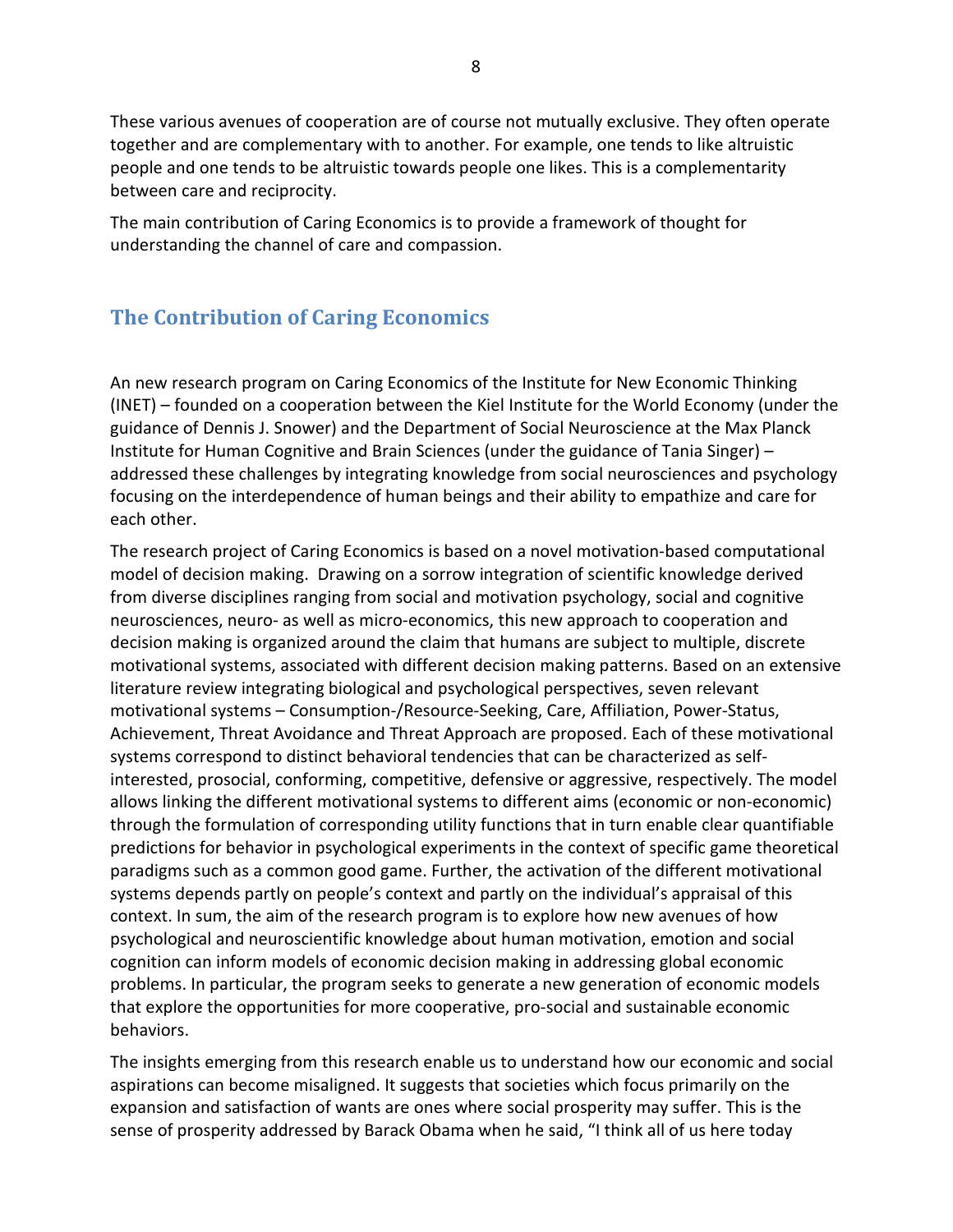These various avenues of cooperation are of course not mutually exclusive. They often operate together and are complementary with to another. For example, one tends to like altruistic people and one tends to be altruistic towards people one likes. This is a complementarity between care and reciprocity.

The main contribution of Caring Economics is to provide a framework of thought for understanding the channel of care and compassion.

## The Contribution of Caring Economics

An new research program on Caring Economics of the Institute for New Economic Thinking (INET) – founded on a cooperation between the Kiel Institute for the World Economy (under the guidance of Dennis J. Snower) and the Department of Social Neuroscience at the Max Planck Institute for Human Cognitive and Brain Sciences (under the guidance of Tania Singer) – addressed these challenges by integrating knowledge from social neurosciences and psychology focusing on the interdependence of human beings and their ability to empathize and care for each other.

The research project of Caring Economics is based on a novel motivation-based computational model of decision making. Drawing on a sorrow integration of scientific knowledge derived from diverse disciplines ranging from social and motivation psychology, social and cognitive neurosciences, neuro- as well as micro-economics, this new approach to cooperation and decision making is organized around the claim that humans are subject to multiple, discrete motivational systems, associated with different decision making patterns. Based on an extensive literature review integrating biological and psychological perspectives, seven relevant motivational systems – Consumption-/Resource-Seeking, Care, Affiliation, Power-Status, Achievement, Threat Avoidance and Threat Approach are proposed. Each of these motivational systems correspond to distinct behavioral tendencies that can be characterized as self-interested, prosocial, conforming, competitive, defensive or aggressive, respectively. The model allows linking the different motivational systems to different aims (economic or non-economic) through the formulation of corresponding utility functions that in turn enable clear quantifiable predictions for behavior in psychological experiments in the context of specific game theoretical paradigms such as a common good game. Further, the activation of the different motivational systems depends partly on people's context and partly on the individual's appraisal of this context. In sum, the aim of the research program is to explore how new avenues of how psychological and neuroscientific knowledge about human motivation, emotion and social cognition can inform models of economic decision making in addressing global economic problems. In particular, the program seeks to generate a new generation of economic models that explore the opportunities for more cooperative, pro-social and sustainable economic behaviors.

The insights emerging from this research enable us to understand how our economic and social aspirations can become misaligned. It suggests that societies which focus primarily on the expansion and satisfaction of wants are ones where social prosperity may suffer. This is the sense of prosperity addressed by Barack Obama when he said, "I think all of us here today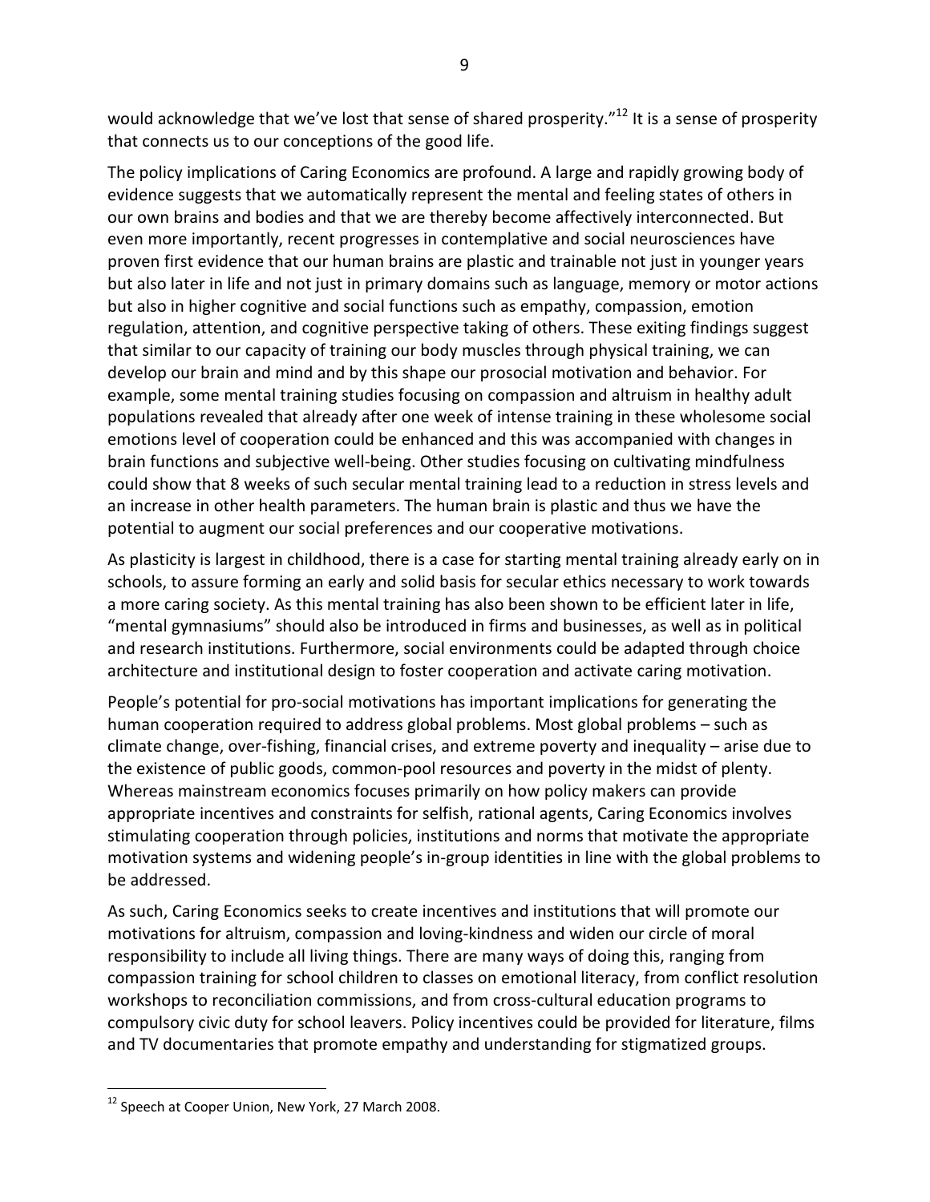would acknowledge that we've lost that sense of shared prosperity."[12] It is a sense of prosperity that connects us to our conceptions of the good life.

The policy implications of Caring Economics are profound. A large and rapidly growing body of evidence suggests that we automatically represent the mental and feeling states of others in our own brains and bodies and that we are thereby become affectively interconnected. But even more importantly, recent progresses in contemplative and social neurosciences have proven first evidence that our human brains are plastic and trainable not just in younger years but also later in life and not just in primary domains such as language, memory or motor actions but also in higher cognitive and social functions such as empathy, compassion, emotion regulation, attention, and cognitive perspective taking of others. These exiting findings suggest that similar to our capacity of training our body muscles through physical training, we can develop our brain and mind and by this shape our prosocial motivation and behavior. For example, some mental training studies focusing on compassion and altruism in healthy adult populations revealed that already after one week of intense training in these wholesome social emotions level of cooperation could be enhanced and this was accompanied with changes in brain functions and subjective well-being. Other studies focusing on cultivating mindfulness could show that 8 weeks of such secular mental training lead to a reduction in stress levels and an increase in other health parameters. The human brain is plastic and thus we have the potential to augment our social preferences and our cooperative motivations.

As plasticity is largest in childhood, there is a case for starting mental training already early on in schools, to assure forming an early and solid basis for secular ethics necessary to work towards a more caring society. As this mental training has also been shown to be efficient later in life, "mental gymnasiums" should also be introduced in firms and businesses, as well as in political and research institutions. Furthermore, social environments could be adapted through choice architecture and institutional design to foster cooperation and activate caring motivation.

People's potential for pro-social motivations has important implications for generating the human cooperation required to address global problems. Most global problems – such as climate change, over-fishing, financial crises, and extreme poverty and inequality – arise due to the existence of public goods, common-pool resources and poverty in the midst of plenty. Whereas mainstream economics focuses primarily on how policy makers can provide appropriate incentives and constraints for selfish, rational agents, Caring Economics involves stimulating cooperation through policies, institutions and norms that motivate the appropriate motivation systems and widening people's in-group identities in line with the global problems to be addressed.

As such, Caring Economics seeks to create incentives and institutions that will promote our motivations for altruism, compassion and loving-kindness and widen our circle of moral responsibility to include all living things. There are many ways of doing this, ranging from compassion training for school children to classes on emotional literacy, from conflict resolution workshops to reconciliation commissions, and from cross-cultural education programs to compulsory civic duty for school leavers. Policy incentives could be provided for literature, films and TV documentaries that promote empathy and understanding for stigmatized groups.

---

[12] Speech at Cooper Union, New York, 27 March 2008.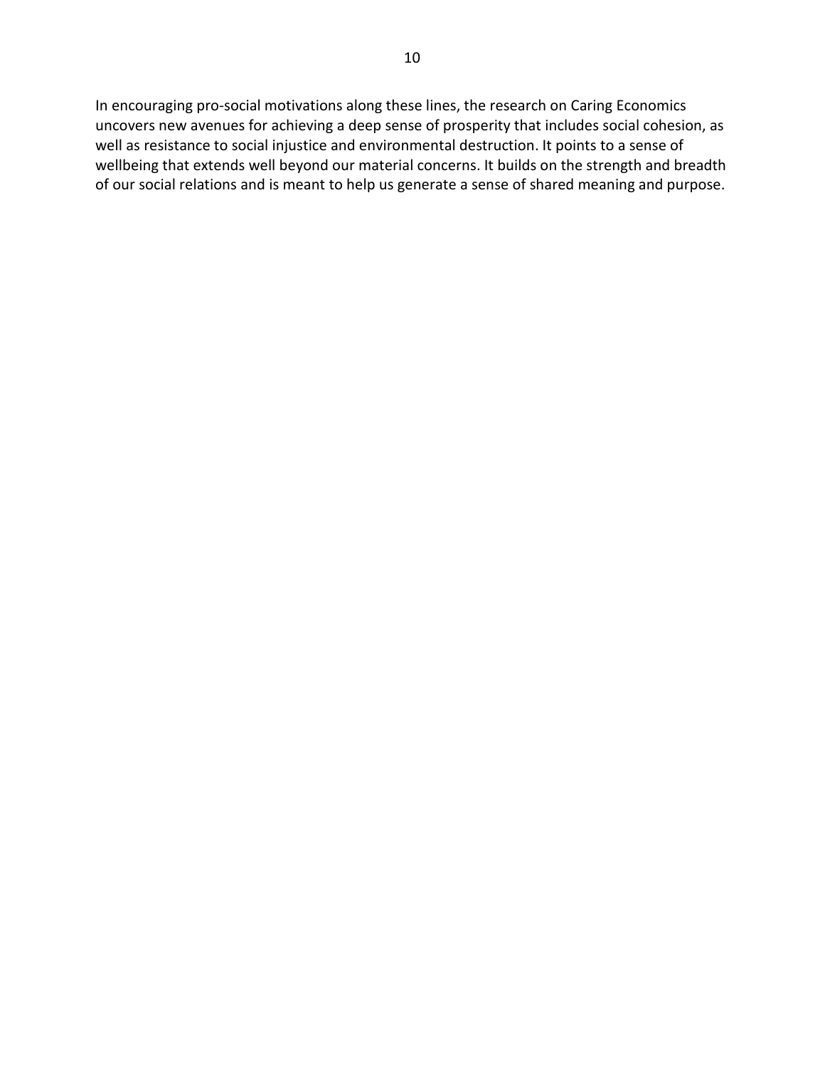In encouraging pro-social motivations along these lines, the research on Caring Economics uncovers new avenues for achieving a deep sense of prosperity that includes social cohesion, as well as resistance to social injustice and environmental destruction. It points to a sense of wellbeing that extends well beyond our material concerns. It builds on the strength and breadth of our social relations and is meant to help us generate a sense of shared meaning and purpose.